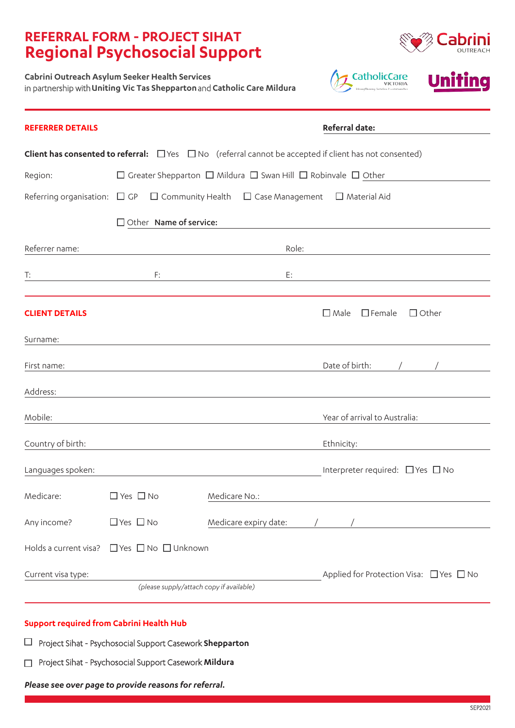# REFERRAL FORM - PROJECT SIHAT
# Regional Psychosocial Support

**Cabrini Outreach Asylum Seeker Health Services**
in partnership with **Uniting Vic Tas Shepparton** and **Catholic Care Mildura**

Cabrini OUTREACH | CatholicCare VICTORIA | Uniting

---

## REFERRER DETAILS

**Referral date:** ______________________

**Client has consented to referral:** ☐ Yes ☐ No (referral cannot be accepted if client has not consented)

Region: ☐ Greater Shepparton ☐ Mildura ☐ Swan Hill ☐ Robinvale ☐ Other ______________________

Referring organisation: ☐ GP ☐ Community Health ☐ Case Management ☐ Material Aid

☐ Other **Name of service:** ______________________

Referrer name: ______________________ Role: ______________________

T: ______________ F: ______________ E: ______________________

---

## CLIENT DETAILS

☐ Male ☐ Female ☐ Other

Surname: ______________________

First name: ______________________ Date of birth: ____ / ____ / ____

Address: ______________________

Mobile: ______________________ Year of arrival to Australia: ______________________

Country of birth: ______________________ Ethnicity: ______________________

Languages spoken: ______________________ Interpreter required: ☐ Yes ☐ No

Medicare: ☐ Yes ☐ No Medicare No.: ______________________

Any income? ☐ Yes ☐ No Medicare expiry date: ____ / ____ / ____

Holds a current visa? ☐ Yes ☐ No ☐ Unknown

Current visa type: ______________________ Applied for Protection Visa: ☐ Yes ☐ No

*(please supply/attach copy if available)*

---

## Support required from Cabrini Health Hub

☐ Project Sihat - Psychosocial Support Casework **Shepparton**

☐ Project Sihat - Psychosocial Support Casework **Mildura**

***Please see over page to provide reasons for referral.***

SEP2021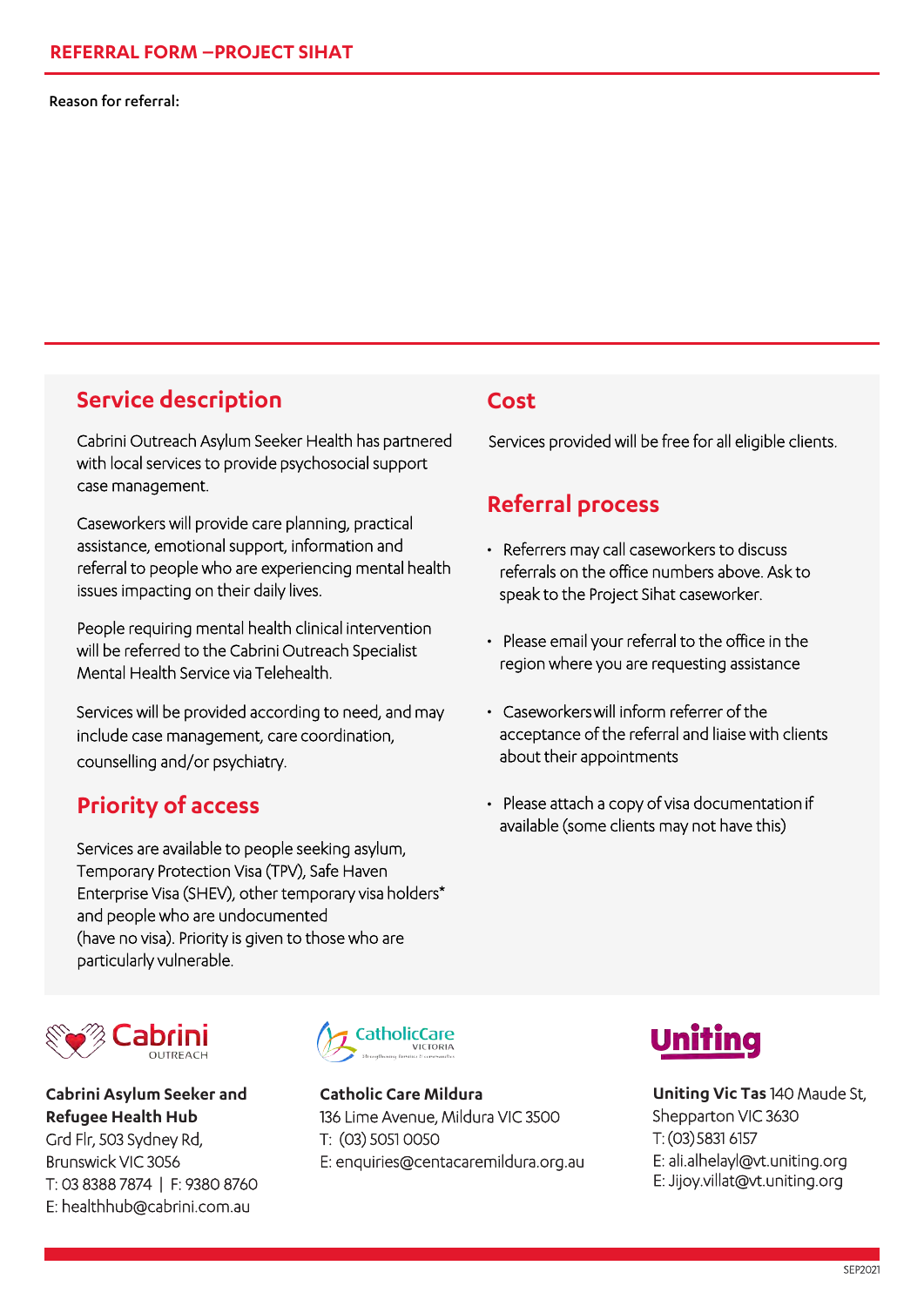## REFERRAL FORM –PROJECT SIHAT

**Reason for referral:**

## Service description

Cabrini Outreach Asylum Seeker Health has partnered with local services to provide psychosocial support case management.

Caseworkers will provide care planning, practical assistance, emotional support, information and referral to people who are experiencing mental health issues impacting on their daily lives.

People requiring mental health clinical intervention will be referred to the Cabrini Outreach Specialist Mental Health Service via Telehealth.

Services will be provided according to need, and may include case management, care coordination, counselling and/or psychiatry.

## Priority of access

Services are available to people seeking asylum, Temporary Protection Visa (TPV), Safe Haven Enterprise Visa (SHEV), other temporary visa holders* and people who are undocumented (have no visa). Priority is given to those who are particularly vulnerable.

## Cost

Services provided will be free for all eligible clients.

## Referral process

- Referrers may call caseworkers to discuss referrals on the office numbers above. Ask to speak to the Project Sihat caseworker.
- Please email your referral to the office in the region where you are requesting assistance
- Caseworkers will inform referrer of the acceptance of the referral and liaise with clients about their appointments
- Please attach a copy of visa documentation if available (some clients may not have this)

Cabrini OUTREACH

**Cabrini Asylum Seeker and Refugee Health Hub**
Grd Flr, 503 Sydney Rd,
Brunswick VIC 3056
T: 03 8388 7874 | F: 9380 8760
E: healthhub@cabrini.com.au

CatholicCare VICTORIA

**Catholic Care Mildura**
136 Lime Avenue, Mildura VIC 3500
T: (03) 5051 0050
E: enquiries@centacaremildura.org.au

Uniting

**Uniting Vic Tas** 140 Maude St,
Shepparton VIC 3630
T: (03) 5831 6157
E: ali.alhelayl@vt.uniting.org
E: Jijoy.villat@vt.uniting.org

SEP2021